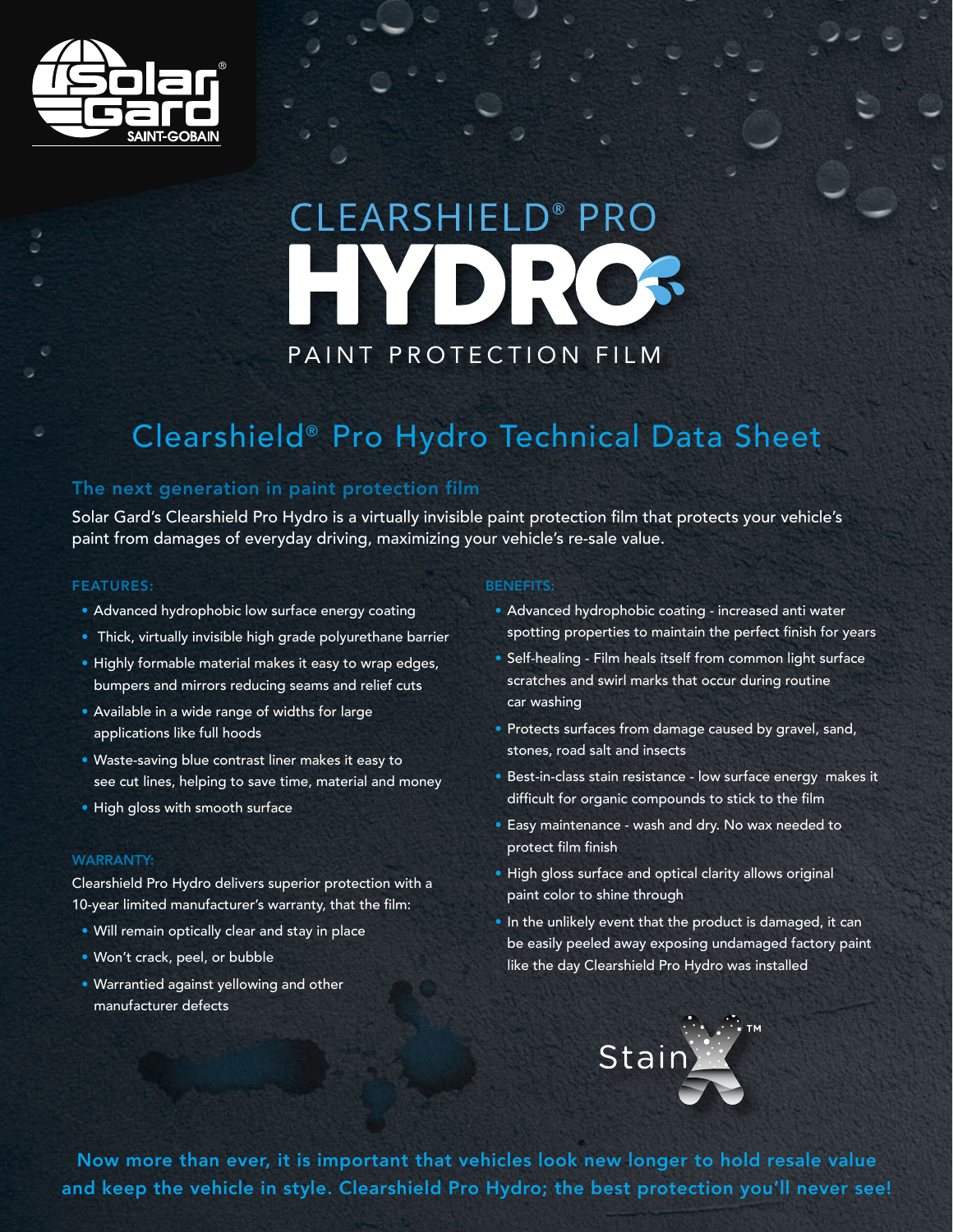Solar Gard® SAINT-GOBAIN

# CLEARSHIELD® PRO HYDRO PAINT PROTECTION FILM

## Clearshield® Pro Hydro Technical Data Sheet

### The next generation in paint protection film

Solar Gard's Clearshield Pro Hydro is a virtually invisible paint protection film that protects your vehicle's paint from damages of everyday driving, maximizing your vehicle's re-sale value.

#### FEATURES:

- Advanced hydrophobic low surface energy coating
- Thick, virtually invisible high grade polyurethane barrier
- Highly formable material makes it easy to wrap edges, bumpers and mirrors reducing seams and relief cuts
- Available in a wide range of widths for large applications like full hoods
- Waste-saving blue contrast liner makes it easy to see cut lines, helping to save time, material and money
- High gloss with smooth surface

#### WARRANTY:

Clearshield Pro Hydro delivers superior protection with a 10-year limited manufacturer's warranty, that the film:

- Will remain optically clear and stay in place
- Won't crack, peel, or bubble
- Warrantied against yellowing and other manufacturer defects

#### BENEFITS:

- Advanced hydrophobic coating - increased anti water spotting properties to maintain the perfect finish for years
- Self-healing - Film heals itself from common light surface scratches and swirl marks that occur during routine car washing
- Protects surfaces from damage caused by gravel, sand, stones, road salt and insects
- Best-in-class stain resistance - low surface energy makes it difficult for organic compounds to stick to the film
- Easy maintenance - wash and dry. No wax needed to protect film finish
- High gloss surface and optical clarity allows original paint color to shine through
- In the unlikely event that the product is damaged, it can be easily peeled away exposing undamaged factory paint like the day Clearshield Pro Hydro was installed

StainX™

**Now more than ever, it is important that vehicles look new longer to hold resale value and keep the vehicle in style. Clearshield Pro Hydro; the best protection you'll never see!**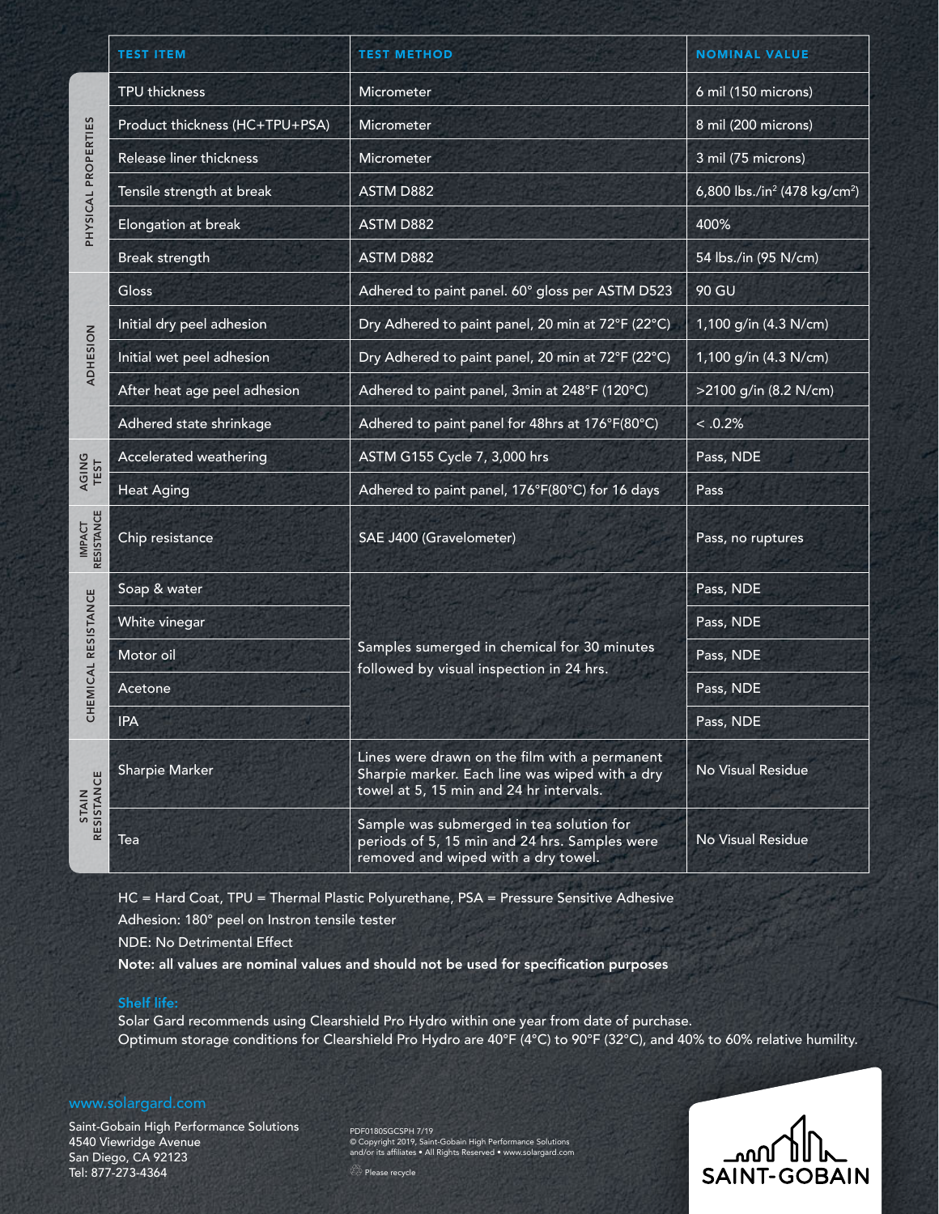| | TEST ITEM | TEST METHOD | NOMINAL VALUE |
|---|---|---|---|
| PHYSICAL PROPERTIES | TPU thickness | Micrometer | 6 mil (150 microns) |
| | Product thickness (HC+TPU+PSA) | Micrometer | 8 mil (200 microns) |
| | Release liner thickness | Micrometer | 3 mil (75 microns) |
| | Tensile strength at break | ASTM D882 | 6,800 lbs./in$^2$ (478 kg/cm$^2$) |
| | Elongation at break | ASTM D882 | 400% |
| | Break strength | ASTM D882 | 54 lbs./in (95 N/cm) |
| ADHESION | Gloss | Adhered to paint panel. 60° gloss per ASTM D523 | 90 GU |
| | Initial dry peel adhesion | Dry Adhered to paint panel, 20 min at 72°F (22°C) | 1,100 g/in (4.3 N/cm) |
| | Initial wet peel adhesion | Dry Adhered to paint panel, 20 min at 72°F (22°C) | 1,100 g/in (4.3 N/cm) |
| | After heat age peel adhesion | Adhered to paint panel, 3min at 248°F (120°C) | >2100 g/in (8.2 N/cm) |
| | Adhered state shrinkage | Adhered to paint panel for 48hrs at 176°F(80°C) | < .0.2% |
| AGING TEST | Accelerated weathering | ASTM G155 Cycle 7, 3,000 hrs | Pass, NDE |
| | Heat Aging | Adhered to paint panel, 176°F(80°C) for 16 days | Pass |
| IMPACT RESISTANCE | Chip resistance | SAE J400 (Gravelometer) | Pass, no ruptures |
| CHEMICAL RESISTANCE | Soap & water | Samples sumerged in chemical for 30 minutes followed by visual inspection in 24 hrs. | Pass, NDE |
| | White vinegar | | Pass, NDE |
| | Motor oil | | Pass, NDE |
| | Acetone | | Pass, NDE |
| | IPA | | Pass, NDE |
| STAIN RESISTANCE | Sharpie Marker | Lines were drawn on the film with a permanent Sharpie marker. Each line was wiped with a dry towel at 5, 15 min and 24 hr intervals. | No Visual Residue |
| | Tea | Sample was submerged in tea solution for periods of 5, 15 min and 24 hrs. Samples were removed and wiped with a dry towel. | No Visual Residue |

HC = Hard Coat, TPU = Thermal Plastic Polyurethane, PSA = Pressure Sensitive Adhesive

Adhesion: 180° peel on Instron tensile tester

NDE: No Detrimental Effect

**Note: all values are nominal values and should not be used for specification purposes**

## Shelf life:

Solar Gard recommends using Clearshield Pro Hydro within one year from date of purchase.
Optimum storage conditions for Clearshield Pro Hydro are 40°F (4°C) to 90°F (32°C), and 40% to 60% relative humility.

www.solargard.com

Saint-Gobain High Performance Solutions
4540 Viewridge Avenue
San Diego, CA 92123
Tel: 877-273-4364

PDF0180SGCSPH 7/19
© Copyright 2019, Saint-Gobain High Performance Solutions and/or its affiliates • All Rights Reserved • www.solargard.com

Please recycle

SAINT-GOBAIN